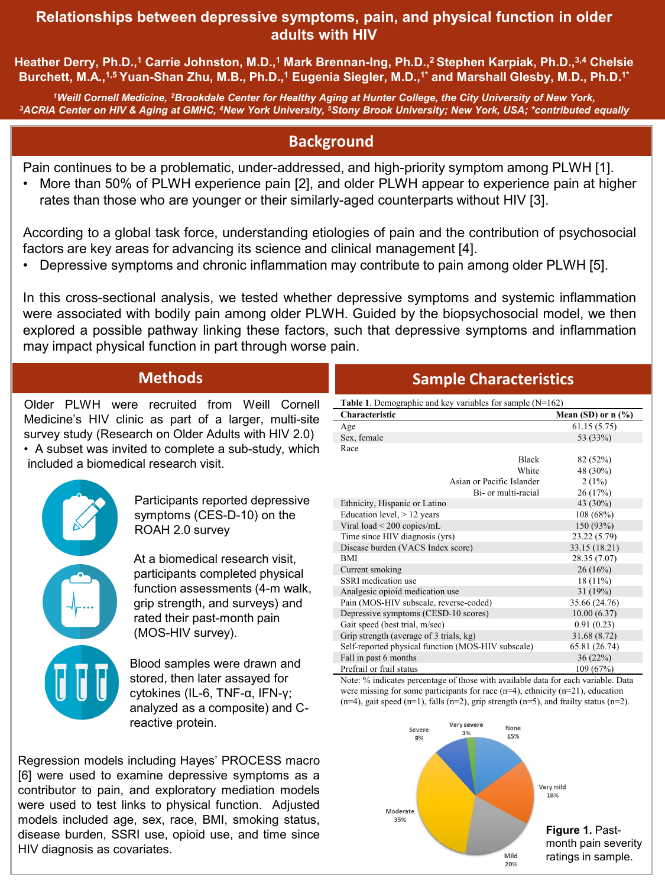# Relationships between depressive symptoms, pain, and physical function in older adults with HIV

**Heather Derry, Ph.D.,[1] Carrie Johnston, M.D.,[1] Mark Brennan-Ing, Ph.D.,[2] Stephen Karpiak, Ph.D.,[3,4] Chelsie Burchett, M.A.,[1,5] Yuan-Shan Zhu, M.B., Ph.D.,[1] Eugenia Siegler, M.D.,[1*] and Marshall Glesby, M.D., Ph.D.[1*]**

*[1]Weill Cornell Medicine, [2]Brookdale Center for Healthy Aging at Hunter College, the City University of New York, [3]ACRIA Center on HIV & Aging at GMHC, [4]New York University, [5]Stony Brook University; New York, USA; *contributed equally*

## Background

Pain continues to be a problematic, under-addressed, and high-priority symptom among PLWH [1].

- More than 50% of PLWH experience pain [2], and older PLWH appear to experience pain at higher rates than those who are younger or their similarly-aged counterparts without HIV [3].

According to a global task force, understanding etiologies of pain and the contribution of psychosocial factors are key areas for advancing its science and clinical management [4].

- Depressive symptoms and chronic inflammation may contribute to pain among older PLWH [5].

In this cross-sectional analysis, we tested whether depressive symptoms and systemic inflammation were associated with bodily pain among older PLWH. Guided by the biopsychosocial model, we then explored a possible pathway linking these factors, such that depressive symptoms and inflammation may impact physical function in part through worse pain.

## Methods

Older PLWH were recruited from Weill Cornell Medicine's HIV clinic as part of a larger, multi-site survey study (Research on Older Adults with HIV 2.0)

- A subset was invited to complete a sub-study, which included a biomedical research visit.

Participants reported depressive symptoms (CES-D-10) on the ROAH 2.0 survey

At a biomedical research visit, participants completed physical function assessments (4-m walk, grip strength, and surveys) and rated their past-month pain (MOS-HIV survey).

Blood samples were drawn and stored, then later assayed for cytokines (IL-6, TNF-α, IFN-γ; analyzed as a composite) and C-reactive protein.

Regression models including Hayes' PROCESS macro [6] were used to examine depressive symptoms as a contributor to pain, and exploratory mediation models were used to test links to physical function. Adjusted models included age, sex, race, BMI, smoking status, disease burden, SSRI use, opioid use, and time since HIV diagnosis as covariates.

## Sample Characteristics

**Table 1**. Demographic and key variables for sample (N=162)

| Characteristic | Mean (SD) or n (%) |
|---|---|
| Age | 61.15 (5.75) |
| Sex, female | 53 (33%) |
| Race | |
| Black | 82 (52%) |
| White | 48 (30%) |
| Asian or Pacific Islander | 2 (1%) |
| Bi- or multi-racial | 26 (17%) |
| Ethnicity, Hispanic or Latino | 43 (30%) |
| Education level, > 12 years | 108 (68%) |
| Viral load < 200 copies/mL | 150 (93%) |
| Time since HIV diagnosis (yrs) | 23.22 (5.79) |
| Disease burden (VACS Index score) | 33.15 (18.21) |
| BMI | 28.35 (7.07) |
| Current smoking | 26 (16%) |
| SSRI medication use | 18 (11%) |
| Analgesic opioid medication use | 31 (19%) |
| Pain (MOS-HIV subscale, reverse-coded) | 35.66 (24.76) |
| Depressive symptoms (CESD-10 scores) | 10.00 (6.37) |
| Gait speed (best trial, m/sec) | 0.91 (0.23) |
| Grip strength (average of 3 trials, kg) | 31.68 (8.72) |
| Self-reported physical function (MOS-HIV subscale) | 65.81 (26.74) |
| Fall in past 6 months | 36 (22%) |
| Prefrail or frail status | 109 (67%) |

Note: % indicates percentage of those with available data for each variable. Data were missing for some participants for race (n=4), ethnicity (n=21), education (n=4), gait speed (n=1), falls (n=2), grip strength (n=5), and frailty status (n=2).

None 15%; Very mild 18%; Mild 20%; Moderate 35%; Severe 9%; Very severe 3%

**Figure 1.** Past-month pain severity ratings in sample.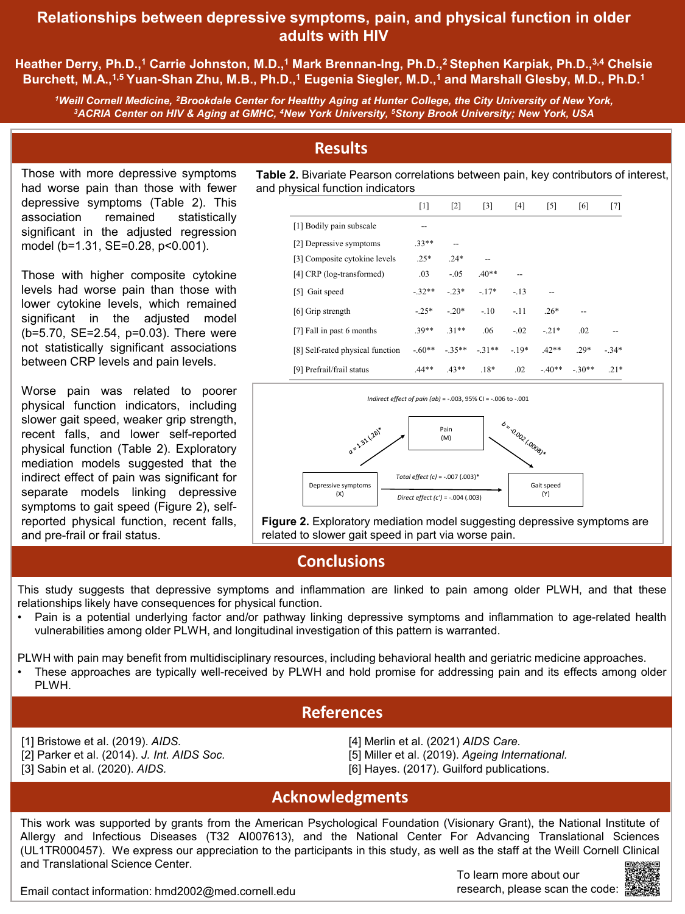# Relationships between depressive symptoms, pain, and physical function in older adults with HIV

**Heather Derry, Ph.D.,[1] Carrie Johnston, M.D.,[1] Mark Brennan-Ing, Ph.D.,[2] Stephen Karpiak, Ph.D.,[3,4] Chelsie Burchett, M.A.,[1,5] Yuan-Shan Zhu, M.B., Ph.D.,[1] Eugenia Siegler, M.D.,[1] and Marshall Glesby, M.D., Ph.D.[1]**

*[1]Weill Cornell Medicine, [2]Brookdale Center for Healthy Aging at Hunter College, the City University of New York, [3]ACRIA Center on HIV & Aging at GMHC, [4]New York University, [5]Stony Brook University; New York, USA*

## Results

Those with more depressive symptoms had worse pain than those with fewer depressive symptoms (Table 2). This association remained statistically significant in the adjusted regression model (b=1.31, SE=0.28, p<0.001).

Those with higher composite cytokine levels had worse pain than those with lower cytokine levels, which remained significant in the adjusted model (b=5.70, SE=2.54, p=0.03). There were not statistically significant associations between CRP levels and pain levels.

Worse pain was related to poorer physical function indicators, including slower gait speed, weaker grip strength, recent falls, and lower self-reported physical function (Table 2). Exploratory mediation models suggested that the indirect effect of pain was significant for separate models linking depressive symptoms to gait speed (Figure 2), self-reported physical function, recent falls, and pre-frail or frail status.

**Table 2.** Bivariate Pearson correlations between pain, key contributors of interest, and physical function indicators

| | [1] | [2] | [3] | [4] | [5] | [6] | [7] |
|---|---|---|---|---|---|---|---|
| [1] Bodily pain subscale | -- | | | | | | |
| [2] Depressive symptoms | .33** | -- | | | | | |
| [3] Composite cytokine levels | .25* | .24* | -- | | | | |
| [4] CRP (log-transformed) | .03 | -.05 | .40** | -- | | | |
| [5] Gait speed | -.32** | -.23* | -.17* | -.13 | -- | | |
| [6] Grip strength | -.25* | -.20* | -.10 | -.11 | .26* | -- | |
| [7] Fall in past 6 months | .39** | .31** | .06 | -.02 | -.21* | .02 | -- |
| [8] Self-rated physical function | -.60** | -.35** | -.31** | -.19* | .42** | .29* | -.34* |
| [9] Prefrail/frail status | .44** | .43** | .18* | .02 | -.40** | -.30** | .21* |

Indirect effect of pain (ab) = -.003, 95% CI = -.006 to -.001

a = 1.31 (.28)*

Pain (M)

b = -0.002 (.0008)*

Depressive symptoms (X)

Total effect (c) = -.007 (.003)*

Direct effect (c') = -.004 (.003)

Gait speed (Y)

**Figure 2.** Exploratory mediation model suggesting depressive symptoms are related to slower gait speed in part via worse pain.

## Conclusions

This study suggests that depressive symptoms and inflammation are linked to pain among older PLWH, and that these relationships likely have consequences for physical function.

- Pain is a potential underlying factor and/or pathway linking depressive symptoms and inflammation to age-related health vulnerabilities among older PLWH, and longitudinal investigation of this pattern is warranted.

PLWH with pain may benefit from multidisciplinary resources, including behavioral health and geriatric medicine approaches.

- These approaches are typically well-received by PLWH and hold promise for addressing pain and its effects among older PLWH.

## References

[1] Bristowe et al. (2019). *AIDS.*
[2] Parker et al. (2014). *J. Int. AIDS Soc.*
[3] Sabin et al. (2020). *AIDS.*
[4] Merlin et al. (2021) *AIDS Care.*
[5] Miller et al. (2019). *Ageing International.*
[6] Hayes. (2017). Guilford publications.

## Acknowledgments

This work was supported by grants from the American Psychological Foundation (Visionary Grant), the National Institute of Allergy and Infectious Diseases (T32 AI007613), and the National Center For Advancing Translational Sciences (UL1TR000457). We express our appreciation to the participants in this study, as well as the staff at the Weill Cornell Clinical and Translational Science Center.

Email contact information: hmd2002@med.cornell.edu

To learn more about our research, please scan the code: